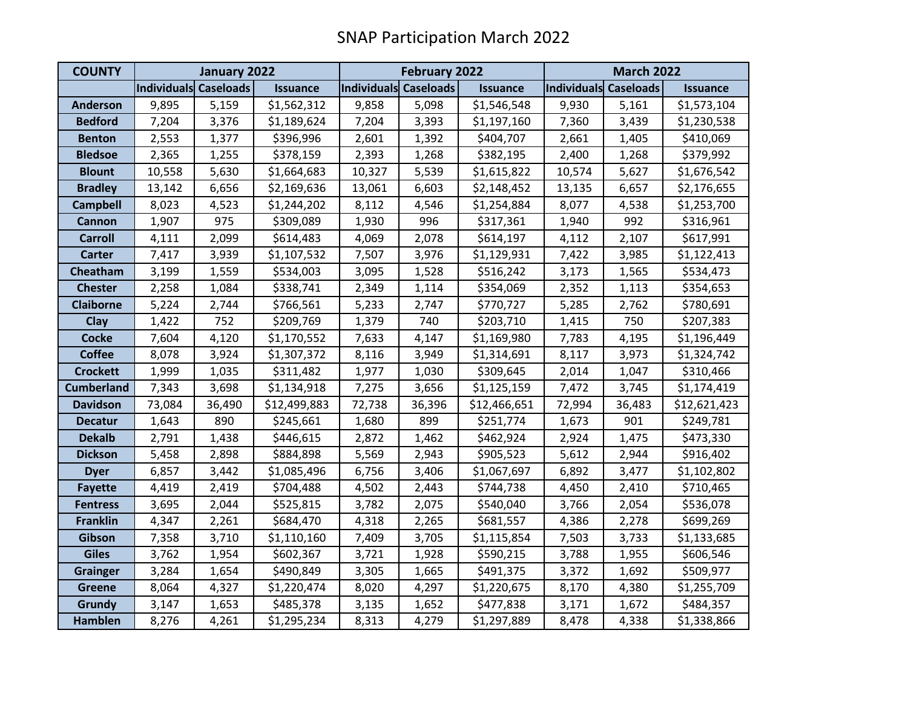# SNAP Participation March 2022

| COUNTY | January 2022 | | | February 2022 | | | March 2022 | | |
|---|---|---|---|---|---|---|---|---|---|
| | Individuals | Caseloads | Issuance | Individuals | Caseloads | Issuance | Individuals | Caseloads | Issuance |
| Anderson | 9,895 | 5,159 | $1,562,312 | 9,858 | 5,098 | $1,546,548 | 9,930 | 5,161 | $1,573,104 |
| Bedford | 7,204 | 3,376 | $1,189,624 | 7,204 | 3,393 | $1,197,160 | 7,360 | 3,439 | $1,230,538 |
| Benton | 2,553 | 1,377 | $396,996 | 2,601 | 1,392 | $404,707 | 2,661 | 1,405 | $410,069 |
| Bledsoe | 2,365 | 1,255 | $378,159 | 2,393 | 1,268 | $382,195 | 2,400 | 1,268 | $379,992 |
| Blount | 10,558 | 5,630 | $1,664,683 | 10,327 | 5,539 | $1,615,822 | 10,574 | 5,627 | $1,676,542 |
| Bradley | 13,142 | 6,656 | $2,169,636 | 13,061 | 6,603 | $2,148,452 | 13,135 | 6,657 | $2,176,655 |
| Campbell | 8,023 | 4,523 | $1,244,202 | 8,112 | 4,546 | $1,254,884 | 8,077 | 4,538 | $1,253,700 |
| Cannon | 1,907 | 975 | $309,089 | 1,930 | 996 | $317,361 | 1,940 | 992 | $316,961 |
| Carroll | 4,111 | 2,099 | $614,483 | 4,069 | 2,078 | $614,197 | 4,112 | 2,107 | $617,991 |
| Carter | 7,417 | 3,939 | $1,107,532 | 7,507 | 3,976 | $1,129,931 | 7,422 | 3,985 | $1,122,413 |
| Cheatham | 3,199 | 1,559 | $534,003 | 3,095 | 1,528 | $516,242 | 3,173 | 1,565 | $534,473 |
| Chester | 2,258 | 1,084 | $338,741 | 2,349 | 1,114 | $354,069 | 2,352 | 1,113 | $354,653 |
| Claiborne | 5,224 | 2,744 | $766,561 | 5,233 | 2,747 | $770,727 | 5,285 | 2,762 | $780,691 |
| Clay | 1,422 | 752 | $209,769 | 1,379 | 740 | $203,710 | 1,415 | 750 | $207,383 |
| Cocke | 7,604 | 4,120 | $1,170,552 | 7,633 | 4,147 | $1,169,980 | 7,783 | 4,195 | $1,196,449 |
| Coffee | 8,078 | 3,924 | $1,307,372 | 8,116 | 3,949 | $1,314,691 | 8,117 | 3,973 | $1,324,742 |
| Crockett | 1,999 | 1,035 | $311,482 | 1,977 | 1,030 | $309,645 | 2,014 | 1,047 | $310,466 |
| Cumberland | 7,343 | 3,698 | $1,134,918 | 7,275 | 3,656 | $1,125,159 | 7,472 | 3,745 | $1,174,419 |
| Davidson | 73,084 | 36,490 | $12,499,883 | 72,738 | 36,396 | $12,466,651 | 72,994 | 36,483 | $12,621,423 |
| Decatur | 1,643 | 890 | $245,661 | 1,680 | 899 | $251,774 | 1,673 | 901 | $249,781 |
| Dekalb | 2,791 | 1,438 | $446,615 | 2,872 | 1,462 | $462,924 | 2,924 | 1,475 | $473,330 |
| Dickson | 5,458 | 2,898 | $884,898 | 5,569 | 2,943 | $905,523 | 5,612 | 2,944 | $916,402 |
| Dyer | 6,857 | 3,442 | $1,085,496 | 6,756 | 3,406 | $1,067,697 | 6,892 | 3,477 | $1,102,802 |
| Fayette | 4,419 | 2,419 | $704,488 | 4,502 | 2,443 | $744,738 | 4,450 | 2,410 | $710,465 |
| Fentress | 3,695 | 2,044 | $525,815 | 3,782 | 2,075 | $540,040 | 3,766 | 2,054 | $536,078 |
| Franklin | 4,347 | 2,261 | $684,470 | 4,318 | 2,265 | $681,557 | 4,386 | 2,278 | $699,269 |
| Gibson | 7,358 | 3,710 | $1,110,160 | 7,409 | 3,705 | $1,115,854 | 7,503 | 3,733 | $1,133,685 |
| Giles | 3,762 | 1,954 | $602,367 | 3,721 | 1,928 | $590,215 | 3,788 | 1,955 | $606,546 |
| Grainger | 3,284 | 1,654 | $490,849 | 3,305 | 1,665 | $491,375 | 3,372 | 1,692 | $509,977 |
| Greene | 8,064 | 4,327 | $1,220,474 | 8,020 | 4,297 | $1,220,675 | 8,170 | 4,380 | $1,255,709 |
| Grundy | 3,147 | 1,653 | $485,378 | 3,135 | 1,652 | $477,838 | 3,171 | 1,672 | $484,357 |
| Hamblen | 8,276 | 4,261 | $1,295,234 | 8,313 | 4,279 | $1,297,889 | 8,478 | 4,338 | $1,338,866 |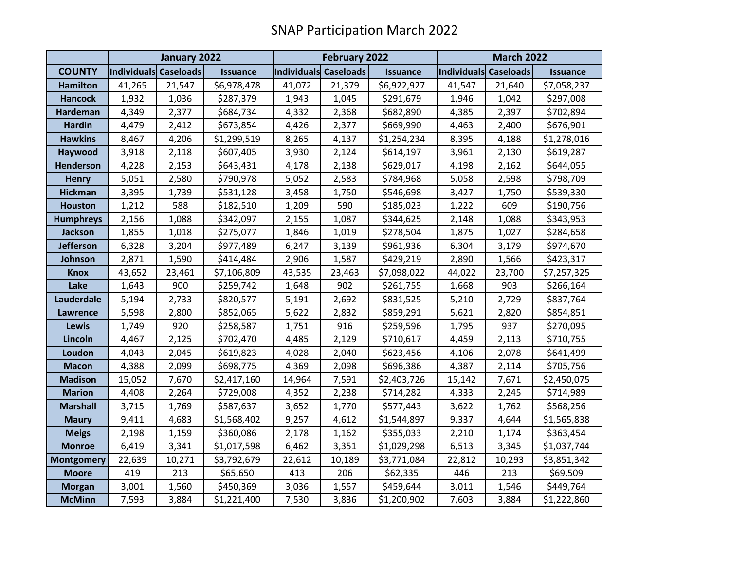# SNAP Participation March 2022

| | January 2022 | | | February 2022 | | | March 2022 | | |
|---|---|---|---|---|---|---|---|---|---|
| COUNTY | Individuals | Caseloads | Issuance | Individuals | Caseloads | Issuance | Individuals | Caseloads | Issuance |
| Hamilton | 41,265 | 21,547 | $6,978,478 | 41,072 | 21,379 | $6,922,927 | 41,547 | 21,640 | $7,058,237 |
| Hancock | 1,932 | 1,036 | $287,379 | 1,943 | 1,045 | $291,679 | 1,946 | 1,042 | $297,008 |
| Hardeman | 4,349 | 2,377 | $684,734 | 4,332 | 2,368 | $682,890 | 4,385 | 2,397 | $702,894 |
| Hardin | 4,479 | 2,412 | $673,854 | 4,426 | 2,377 | $669,990 | 4,463 | 2,400 | $676,901 |
| Hawkins | 8,467 | 4,206 | $1,299,519 | 8,265 | 4,137 | $1,254,234 | 8,395 | 4,188 | $1,278,016 |
| Haywood | 3,918 | 2,118 | $607,405 | 3,930 | 2,124 | $614,197 | 3,961 | 2,130 | $619,287 |
| Henderson | 4,228 | 2,153 | $643,431 | 4,178 | 2,138 | $629,017 | 4,198 | 2,162 | $644,055 |
| Henry | 5,051 | 2,580 | $790,978 | 5,052 | 2,583 | $784,968 | 5,058 | 2,598 | $798,709 |
| Hickman | 3,395 | 1,739 | $531,128 | 3,458 | 1,750 | $546,698 | 3,427 | 1,750 | $539,330 |
| Houston | 1,212 | 588 | $182,510 | 1,209 | 590 | $185,023 | 1,222 | 609 | $190,756 |
| Humphreys | 2,156 | 1,088 | $342,097 | 2,155 | 1,087 | $344,625 | 2,148 | 1,088 | $343,953 |
| Jackson | 1,855 | 1,018 | $275,077 | 1,846 | 1,019 | $278,504 | 1,875 | 1,027 | $284,658 |
| Jefferson | 6,328 | 3,204 | $977,489 | 6,247 | 3,139 | $961,936 | 6,304 | 3,179 | $974,670 |
| Johnson | 2,871 | 1,590 | $414,484 | 2,906 | 1,587 | $429,219 | 2,890 | 1,566 | $423,317 |
| Knox | 43,652 | 23,461 | $7,106,809 | 43,535 | 23,463 | $7,098,022 | 44,022 | 23,700 | $7,257,325 |
| Lake | 1,643 | 900 | $259,742 | 1,648 | 902 | $261,755 | 1,668 | 903 | $266,164 |
| Lauderdale | 5,194 | 2,733 | $820,577 | 5,191 | 2,692 | $831,525 | 5,210 | 2,729 | $837,764 |
| Lawrence | 5,598 | 2,800 | $852,065 | 5,622 | 2,832 | $859,291 | 5,621 | 2,820 | $854,851 |
| Lewis | 1,749 | 920 | $258,587 | 1,751 | 916 | $259,596 | 1,795 | 937 | $270,095 |
| Lincoln | 4,467 | 2,125 | $702,470 | 4,485 | 2,129 | $710,617 | 4,459 | 2,113 | $710,755 |
| Loudon | 4,043 | 2,045 | $619,823 | 4,028 | 2,040 | $623,456 | 4,106 | 2,078 | $641,499 |
| Macon | 4,388 | 2,099 | $698,775 | 4,369 | 2,098 | $696,386 | 4,387 | 2,114 | $705,756 |
| Madison | 15,052 | 7,670 | $2,417,160 | 14,964 | 7,591 | $2,403,726 | 15,142 | 7,671 | $2,450,075 |
| Marion | 4,408 | 2,264 | $729,008 | 4,352 | 2,238 | $714,282 | 4,333 | 2,245 | $714,989 |
| Marshall | 3,715 | 1,769 | $587,637 | 3,652 | 1,770 | $577,443 | 3,622 | 1,762 | $568,256 |
| Maury | 9,411 | 4,683 | $1,568,402 | 9,257 | 4,612 | $1,544,897 | 9,337 | 4,644 | $1,565,838 |
| Meigs | 2,198 | 1,159 | $360,086 | 2,178 | 1,162 | $355,033 | 2,210 | 1,174 | $363,454 |
| Monroe | 6,419 | 3,341 | $1,017,598 | 6,462 | 3,351 | $1,029,298 | 6,513 | 3,345 | $1,037,744 |
| Montgomery | 22,639 | 10,271 | $3,792,679 | 22,612 | 10,189 | $3,771,084 | 22,812 | 10,293 | $3,851,342 |
| Moore | 419 | 213 | $65,650 | 413 | 206 | $62,335 | 446 | 213 | $69,509 |
| Morgan | 3,001 | 1,560 | $450,369 | 3,036 | 1,557 | $459,644 | 3,011 | 1,546 | $449,764 |
| McMinn | 7,593 | 3,884 | $1,221,400 | 7,530 | 3,836 | $1,200,902 | 7,603 | 3,884 | $1,222,860 |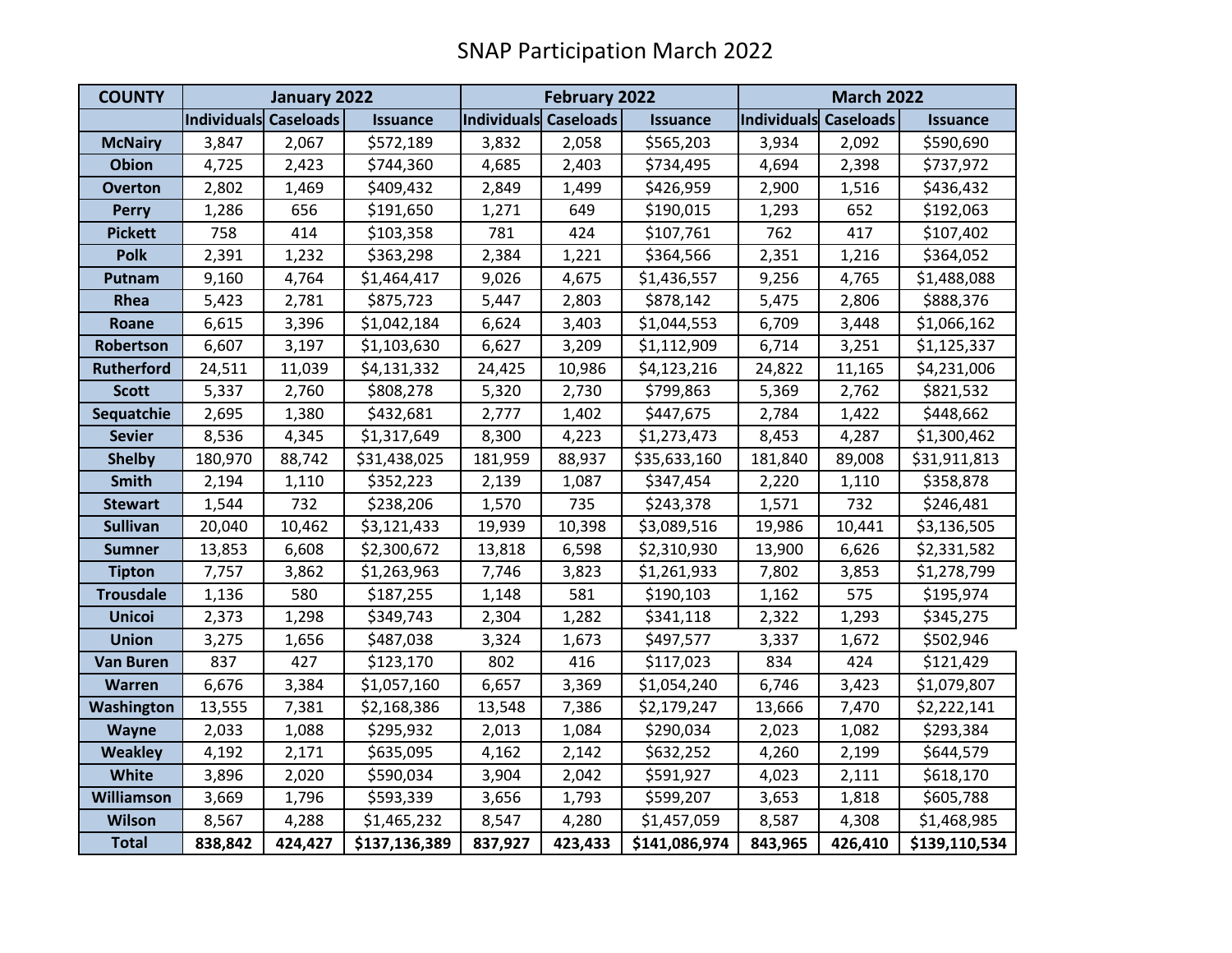# SNAP Participation March 2022

| COUNTY | January 2022 | | | February 2022 | | | March 2022 | | |
|---|---|---|---|---|---|---|---|---|---|
| | Individuals | Caseloads | Issuance | Individuals | Caseloads | Issuance | Individuals | Caseloads | Issuance |
| McNairy | 3,847 | 2,067 | $572,189 | 3,832 | 2,058 | $565,203 | 3,934 | 2,092 | $590,690 |
| Obion | 4,725 | 2,423 | $744,360 | 4,685 | 2,403 | $734,495 | 4,694 | 2,398 | $737,972 |
| Overton | 2,802 | 1,469 | $409,432 | 2,849 | 1,499 | $426,959 | 2,900 | 1,516 | $436,432 |
| Perry | 1,286 | 656 | $191,650 | 1,271 | 649 | $190,015 | 1,293 | 652 | $192,063 |
| Pickett | 758 | 414 | $103,358 | 781 | 424 | $107,761 | 762 | 417 | $107,402 |
| Polk | 2,391 | 1,232 | $363,298 | 2,384 | 1,221 | $364,566 | 2,351 | 1,216 | $364,052 |
| Putnam | 9,160 | 4,764 | $1,464,417 | 9,026 | 4,675 | $1,436,557 | 9,256 | 4,765 | $1,488,088 |
| Rhea | 5,423 | 2,781 | $875,723 | 5,447 | 2,803 | $878,142 | 5,475 | 2,806 | $888,376 |
| Roane | 6,615 | 3,396 | $1,042,184 | 6,624 | 3,403 | $1,044,553 | 6,709 | 3,448 | $1,066,162 |
| Robertson | 6,607 | 3,197 | $1,103,630 | 6,627 | 3,209 | $1,112,909 | 6,714 | 3,251 | $1,125,337 |
| Rutherford | 24,511 | 11,039 | $4,131,332 | 24,425 | 10,986 | $4,123,216 | 24,822 | 11,165 | $4,231,006 |
| Scott | 5,337 | 2,760 | $808,278 | 5,320 | 2,730 | $799,863 | 5,369 | 2,762 | $821,532 |
| Sequatchie | 2,695 | 1,380 | $432,681 | 2,777 | 1,402 | $447,675 | 2,784 | 1,422 | $448,662 |
| Sevier | 8,536 | 4,345 | $1,317,649 | 8,300 | 4,223 | $1,273,473 | 8,453 | 4,287 | $1,300,462 |
| Shelby | 180,970 | 88,742 | $31,438,025 | 181,959 | 88,937 | $35,633,160 | 181,840 | 89,008 | $31,911,813 |
| Smith | 2,194 | 1,110 | $352,223 | 2,139 | 1,087 | $347,454 | 2,220 | 1,110 | $358,878 |
| Stewart | 1,544 | 732 | $238,206 | 1,570 | 735 | $243,378 | 1,571 | 732 | $246,481 |
| Sullivan | 20,040 | 10,462 | $3,121,433 | 19,939 | 10,398 | $3,089,516 | 19,986 | 10,441 | $3,136,505 |
| Sumner | 13,853 | 6,608 | $2,300,672 | 13,818 | 6,598 | $2,310,930 | 13,900 | 6,626 | $2,331,582 |
| Tipton | 7,757 | 3,862 | $1,263,963 | 7,746 | 3,823 | $1,261,933 | 7,802 | 3,853 | $1,278,799 |
| Trousdale | 1,136 | 580 | $187,255 | 1,148 | 581 | $190,103 | 1,162 | 575 | $195,974 |
| Unicoi | 2,373 | 1,298 | $349,743 | 2,304 | 1,282 | $341,118 | 2,322 | 1,293 | $345,275 |
| Union | 3,275 | 1,656 | $487,038 | 3,324 | 1,673 | $497,577 | 3,337 | 1,672 | $502,946 |
| Van Buren | 837 | 427 | $123,170 | 802 | 416 | $117,023 | 834 | 424 | $121,429 |
| Warren | 6,676 | 3,384 | $1,057,160 | 6,657 | 3,369 | $1,054,240 | 6,746 | 3,423 | $1,079,807 |
| Washington | 13,555 | 7,381 | $2,168,386 | 13,548 | 7,386 | $2,179,247 | 13,666 | 7,470 | $2,222,141 |
| Wayne | 2,033 | 1,088 | $295,932 | 2,013 | 1,084 | $290,034 | 2,023 | 1,082 | $293,384 |
| Weakley | 4,192 | 2,171 | $635,095 | 4,162 | 2,142 | $632,252 | 4,260 | 2,199 | $644,579 |
| White | 3,896 | 2,020 | $590,034 | 3,904 | 2,042 | $591,927 | 4,023 | 2,111 | $618,170 |
| Williamson | 3,669 | 1,796 | $593,339 | 3,656 | 1,793 | $599,207 | 3,653 | 1,818 | $605,788 |
| Wilson | 8,567 | 4,288 | $1,465,232 | 8,547 | 4,280 | $1,457,059 | 8,587 | 4,308 | $1,468,985 |
| **Total** | **838,842** | **424,427** | **$137,136,389** | **837,927** | **423,433** | **$141,086,974** | **843,965** | **426,410** | **$139,110,534** |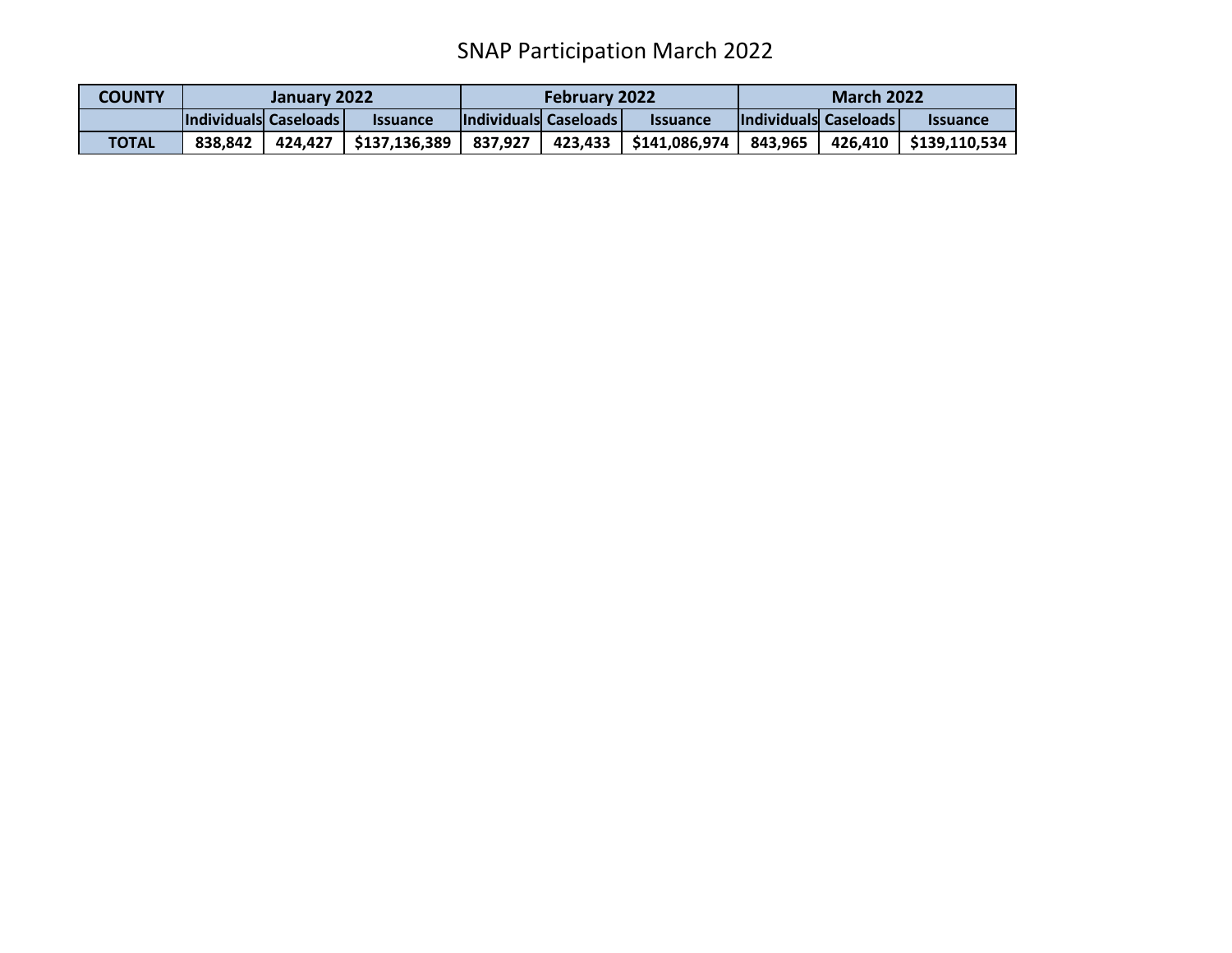# SNAP Participation March 2022

| COUNTY | January 2022 | | | February 2022 | | | March 2022 | | |
|---|---|---|---|---|---|---|---|---|---|
| | Individuals | Caseloads | Issuance | Individuals | Caseloads | Issuance | Individuals | Caseloads | Issuance |
| **TOTAL** | **838,842** | **424,427** | **$137,136,389** | **837,927** | **423,433** | **$141,086,974** | **843,965** | **426,410** | **$139,110,534** |